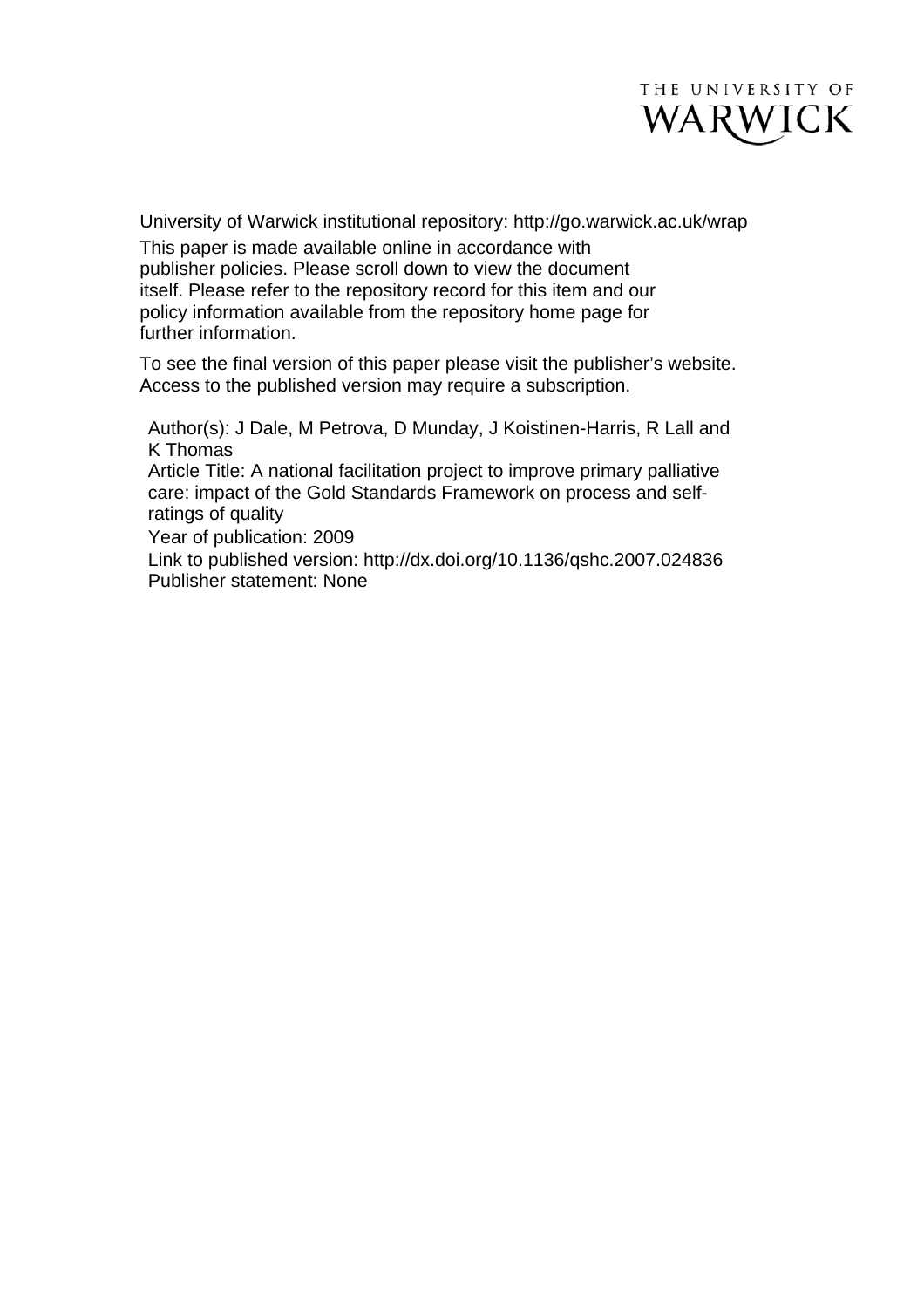THE UNIVERSITY OF WARWICK

University of Warwick institutional repository: http://go.warwick.ac.uk/wrap

This paper is made available online in accordance with publisher policies. Please scroll down to view the document itself. Please refer to the repository record for this item and our policy information available from the repository home page for further information.

To see the final version of this paper please visit the publisher's website. Access to the published version may require a subscription.

Author(s): J Dale, M Petrova, D Munday, J Koistinen-Harris, R Lall and K Thomas

Article Title: A national facilitation project to improve primary palliative care: impact of the Gold Standards Framework on process and self-ratings of quality

Year of publication: 2009

Link to published version: http://dx.doi.org/10.1136/qshc.2007.024836

Publisher statement: None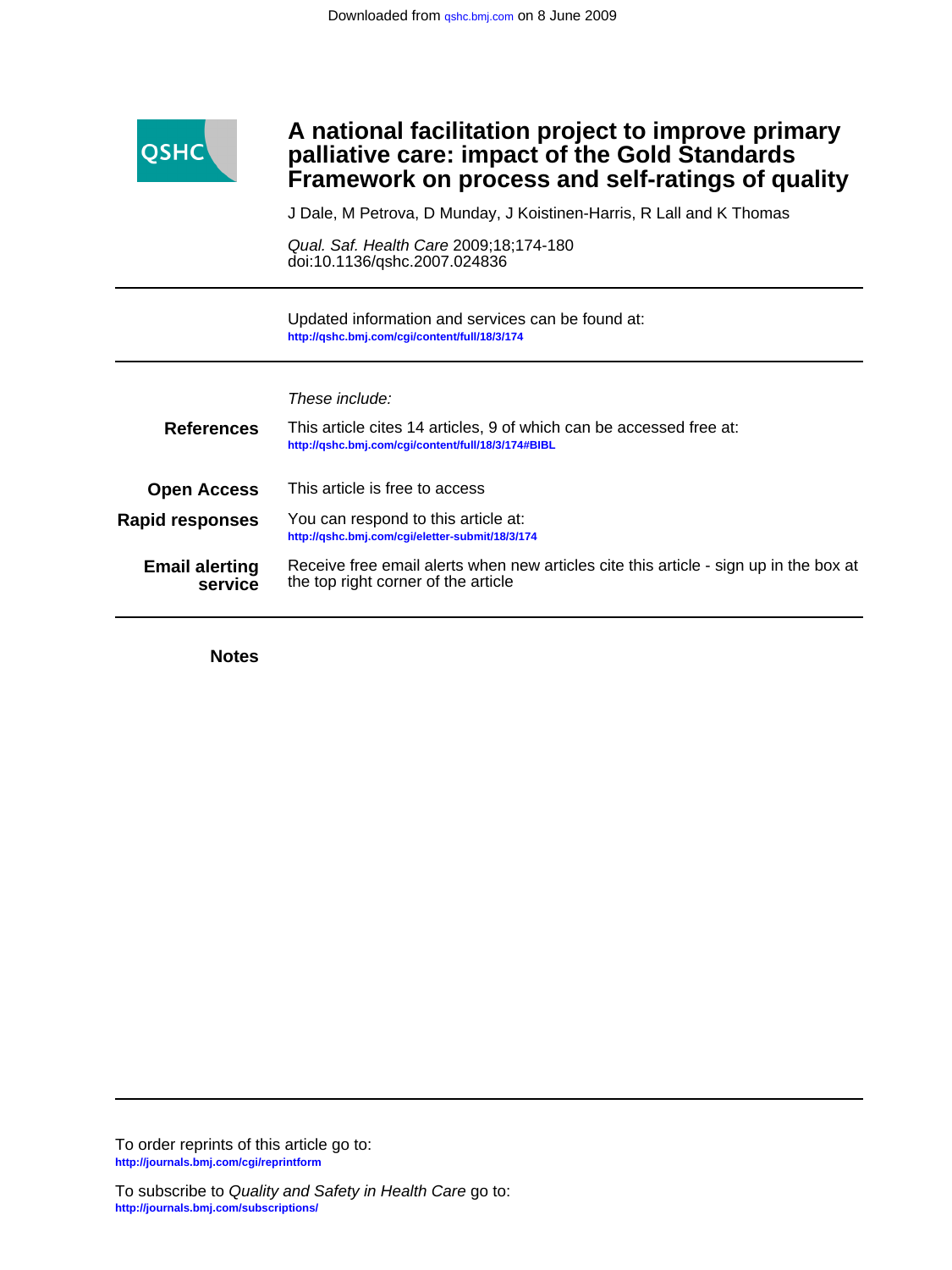# A national facilitation project to improve primary palliative care: impact of the Gold Standards Framework on process and self-ratings of quality

J Dale, M Petrova, D Munday, J Koistinen-Harris, R Lall and K Thomas

*Qual. Saf. Health Care* 2009;18;174-180
doi:10.1136/qshc.2007.024836

Updated information and services can be found at:
http://qshc.bmj.com/cgi/content/full/18/3/174

*These include:*

**References** This article cites 14 articles, 9 of which can be accessed free at:
http://qshc.bmj.com/cgi/content/full/18/3/174#BIBL

**Open Access** This article is free to access

**Rapid responses** You can respond to this article at:
http://qshc.bmj.com/cgi/eletter-submit/18/3/174

**Email alerting service** Receive free email alerts when new articles cite this article - sign up in the box at the top right corner of the article

**Notes**

To order reprints of this article go to:
http://journals.bmj.com/cgi/reprintform

To subscribe to *Quality and Safety in Health Care* go to:
http://journals.bmj.com/subscriptions/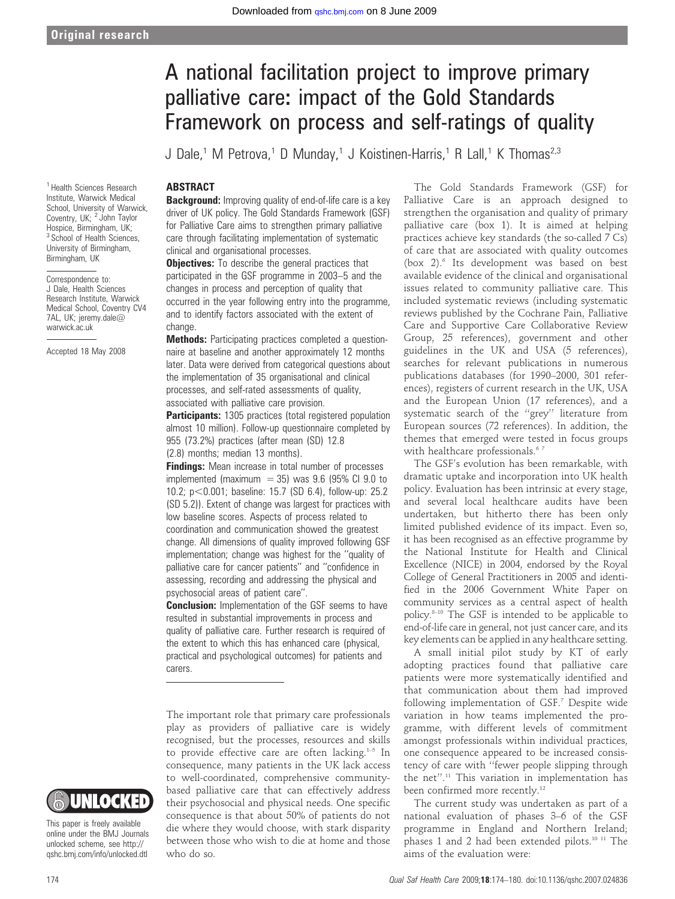# A national facilitation project to improve primary palliative care: impact of the Gold Standards Framework on process and self-ratings of quality

J Dale,[1] M Petrova,[1] D Munday,[1] J Koistinen-Harris,[1] R Lall,[1] K Thomas[2,3]

[1] Health Sciences Research Institute, Warwick Medical School, University of Warwick, Coventry, UK; [2] John Taylor Hospice, Birmingham, UK; [3] School of Health Sciences, University of Birmingham, Birmingham, UK

Correspondence to: J Dale, Health Sciences Research Institute, Warwick Medical School, Coventry CV4 7AL, UK; jeremy.dale@warwick.ac.uk

Accepted 18 May 2008

This paper is freely available online under the BMJ Journals unlocked scheme, see http://qshc.bmj.com/info/unlocked.dtl

## ABSTRACT

**Background:** Improving quality of end-of-life care is a key driver of UK policy. The Gold Standards Framework (GSF) for Palliative Care aims to strengthen primary palliative care through facilitating implementation of systematic clinical and organisational processes.

**Objectives:** To describe the general practices that participated in the GSF programme in 2003–5 and the changes in process and perception of quality that occurred in the year following entry into the programme, and to identify factors associated with the extent of change.

**Methods:** Participating practices completed a questionnaire at baseline and another approximately 12 months later. Data were derived from categorical questions about the implementation of 35 organisational and clinical processes, and self-rated assessments of quality, associated with palliative care provision.

**Participants:** 1305 practices (total registered population almost 10 million). Follow-up questionnaire completed by 955 (73.2%) practices (after mean (SD) 12.8 (2.8) months; median 13 months).

**Findings:** Mean increase in total number of processes implemented (maximum = 35) was 9.6 (95% CI 9.0 to 10.2; $p<0.001$; baseline: 15.7 (SD 6.4), follow-up: 25.2 (SD 5.2)). Extent of change was largest for practices with low baseline scores. Aspects of process related to coordination and communication showed the greatest change. All dimensions of quality improved following GSF implementation; change was highest for the "quality of palliative care for cancer patients" and "confidence in assessing, recording and addressing the physical and psychosocial areas of patient care".

**Conclusion:** Implementation of the GSF seems to have resulted in substantial improvements in process and quality of palliative care. Further research is required of the extent to which this has enhanced care (physical, practical and psychological outcomes) for patients and carers.

The important role that primary care professionals play as providers of palliative care is widely recognised, but the processes, resources and skills to provide effective care are often lacking.[1–5] In consequence, many patients in the UK lack access to well-coordinated, comprehensive community-based palliative care that can effectively address their psychosocial and physical needs. One specific consequence is that about 50% of patients do not die where they would choose, with stark disparity between those who wish to die at home and those who do so.

The Gold Standards Framework (GSF) for Palliative Care is an approach designed to strengthen the organisation and quality of primary palliative care (box 1). It is aimed at helping practices achieve key standards (the so-called 7 Cs) of care that are associated with quality outcomes (box 2).[6] Its development was based on best available evidence of the clinical and organisational issues related to community palliative care. This included systematic reviews (including systematic reviews published by the Cochrane Pain, Palliative Care and Supportive Care Collaborative Review Group, 25 references), government and other guidelines in the UK and USA (5 references), searches for relevant publications in numerous publications databases (for 1990–2000, 301 references), registers of current research in the UK, USA and the European Union (17 references), and a systematic search of the "grey" literature from European sources (72 references). In addition, the themes that emerged were tested in focus groups with healthcare professionals.[6 7]

The GSF's evolution has been remarkable, with dramatic uptake and incorporation into UK health policy. Evaluation has been intrinsic at every stage, and several local healthcare audits have been undertaken, but hitherto there has been only limited published evidence of its impact. Even so, it has been recognised as an effective programme by the National Institute for Health and Clinical Excellence (NICE) in 2004, endorsed by the Royal College of General Practitioners in 2005 and identified in the 2006 Government White Paper on community services as a central aspect of health policy.[8–10] The GSF is intended to be applicable to end-of-life care in general, not just cancer care, and its key elements can be applied in any healthcare setting.

A small initial pilot study by KT of early adopting practices found that palliative care patients were more systematically identified and that communication about them had improved following implementation of GSF.[7] Despite wide variation in how teams implemented the programme, with different levels of commitment amongst professionals within individual practices, one consequence appeared to be increased consistency of care with "fewer people slipping through the net".[11] This variation in implementation has been confirmed more recently.[12]

The current study was undertaken as part of a national evaluation of phases 3–6 of the GSF programme in England and Northern Ireland; phases 1 and 2 had been extended pilots.[10 11] The aims of the evaluation were: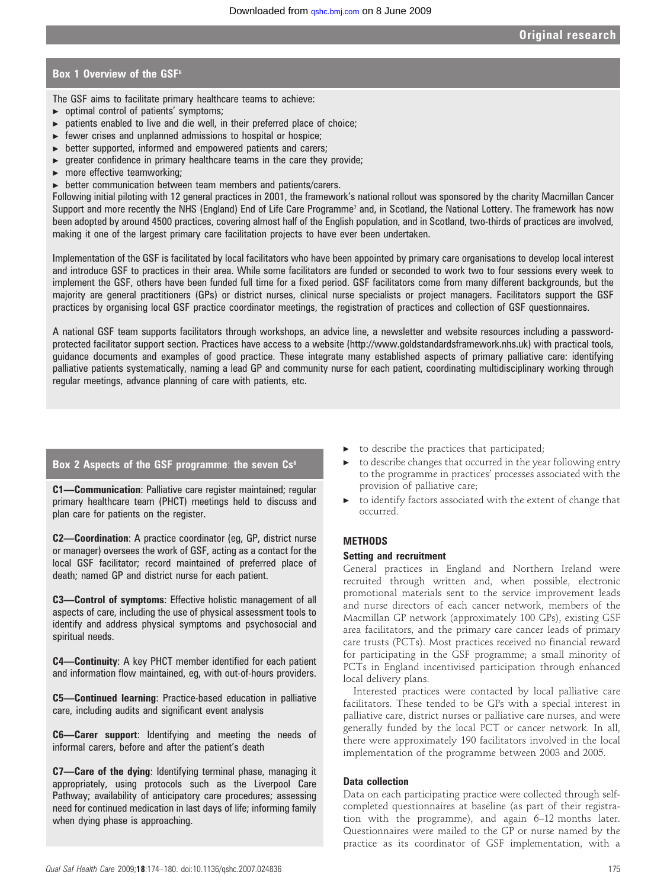### Box 1 Overview of the GSF[6]

The GSF aims to facilitate primary healthcare teams to achieve:

- optimal control of patients' symptoms;
- patients enabled to live and die well, in their preferred place of choice;
- fewer crises and unplanned admissions to hospital or hospice;
- better supported, informed and empowered patients and carers;
- greater confidence in primary healthcare teams in the care they provide;
- more effective teamworking;
- better communication between team members and patients/carers.

Following initial piloting with 12 general practices in 2001, the framework's national rollout was sponsored by the charity Macmillan Cancer Support and more recently the NHS (England) End of Life Care Programme[7] and, in Scotland, the National Lottery. The framework has now been adopted by around 4500 practices, covering almost half of the English population, and in Scotland, two-thirds of practices are involved, making it one of the largest primary care facilitation projects to have ever been undertaken.

Implementation of the GSF is facilitated by local facilitators who have been appointed by primary care organisations to develop local interest and introduce GSF to practices in their area. While some facilitators are funded or seconded to work two to four sessions every week to implement the GSF, others have been funded full time for a fixed period. GSF facilitators come from many different backgrounds, but the majority are general practitioners (GPs) or district nurses, clinical nurse specialists or project managers. Facilitators support the GSF practices by organising local GSF practice coordinator meetings, the registration of practices and collection of GSF questionnaires.

A national GSF team supports facilitators through workshops, an advice line, a newsletter and website resources including a password-protected facilitator support section. Practices have access to a website (http://www.goldstandardsframework.nhs.uk) with practical tools, guidance documents and examples of good practice. These integrate many established aspects of primary palliative care: identifying palliative patients systematically, naming a lead GP and community nurse for each patient, coordinating multidisciplinary working through regular meetings, advance planning of care with patients, etc.

### Box 2 Aspects of the GSF programme: the seven Cs[6]

**C1—Communication**: Palliative care register maintained; regular primary healthcare team (PHCT) meetings held to discuss and plan care for patients on the register.

**C2—Coordination**: A practice coordinator (eg, GP, district nurse or manager) oversees the work of GSF, acting as a contact for the local GSF facilitator; record maintained of preferred place of death; named GP and district nurse for each patient.

**C3—Control of symptoms**: Effective holistic management of all aspects of care, including the use of physical assessment tools to identify and address physical symptoms and psychosocial and spiritual needs.

**C4—Continuity**: A key PHCT member identified for each patient and information flow maintained, eg, with out-of-hours providers.

**C5—Continued learning**: Practice-based education in palliative care, including audits and significant event analysis

**C6—Carer support**: Identifying and meeting the needs of informal carers, before and after the patient's death

**C7—Care of the dying**: Identifying terminal phase, managing it appropriately, using protocols such as the Liverpool Care Pathway; availability of anticipatory care procedures; assessing need for continued medication in last days of life; informing family when dying phase is approaching.

- to describe the practices that participated;
- to describe changes that occurred in the year following entry to the programme in practices' processes associated with the provision of palliative care;
- to identify factors associated with the extent of change that occurred.

## METHODS

### Setting and recruitment

General practices in England and Northern Ireland were recruited through written and, when possible, electronic promotional materials sent to the service improvement leads and nurse directors of each cancer network, members of the Macmillan GP network (approximately 100 GPs), existing GSF area facilitators, and the primary care cancer leads of primary care trusts (PCTs). Most practices received no financial reward for participating in the GSF programme; a small minority of PCTs in England incentivised participation through enhanced local delivery plans.

Interested practices were contacted by local palliative care facilitators. These tended to be GPs with a special interest in palliative care, district nurses or palliative care nurses, and were generally funded by the local PCT or cancer network. In all, there were approximately 190 facilitators involved in the local implementation of the programme between 2003 and 2005.

### Data collection

Data on each participating practice were collected through self-completed questionnaires at baseline (as part of their registration with the programme), and again 6–12 months later. Questionnaires were mailed to the GP or nurse named by the practice as its coordinator of GSF implementation, with a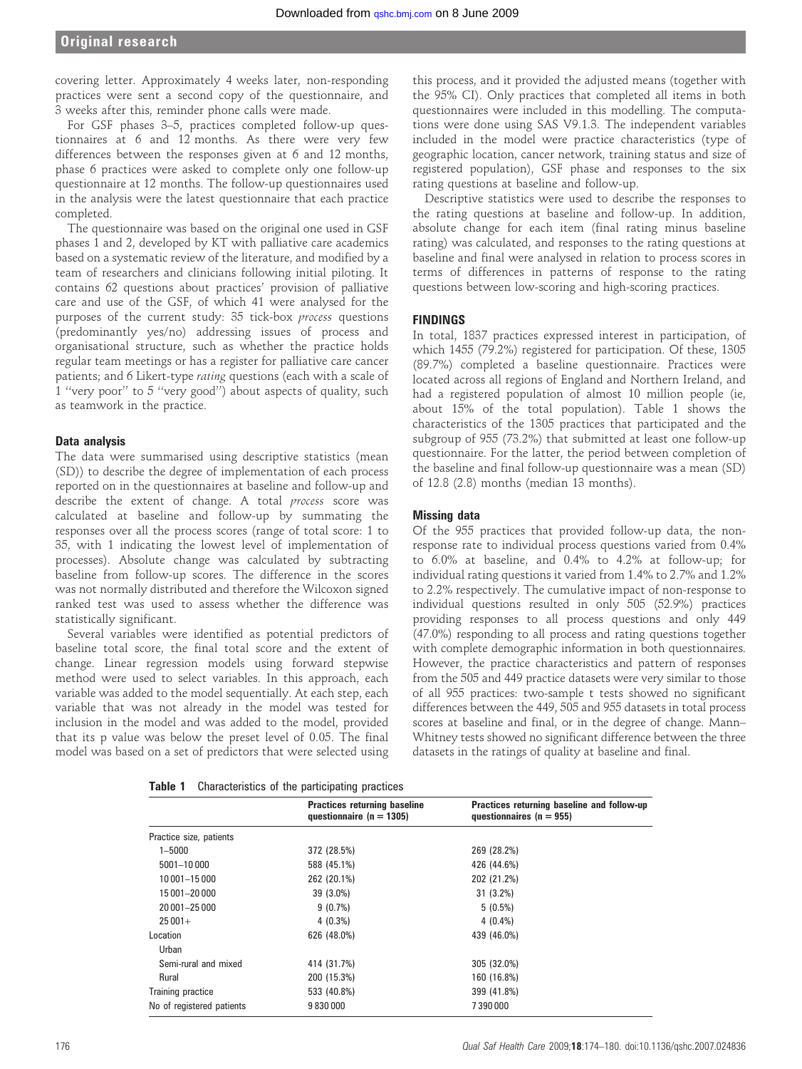covering letter. Approximately 4 weeks later, non-responding practices were sent a second copy of the questionnaire, and 3 weeks after this, reminder phone calls were made.

For GSF phases 3–5, practices completed follow-up questionnaires at 6 and 12 months. As there were very few differences between the responses given at 6 and 12 months, phase 6 practices were asked to complete only one follow-up questionnaire at 12 months. The follow-up questionnaires used in the analysis were the latest questionnaire that each practice completed.

The questionnaire was based on the original one used in GSF phases 1 and 2, developed by KT with palliative care academics based on a systematic review of the literature, and modified by a team of researchers and clinicians following initial piloting. It contains 62 questions about practices' provision of palliative care and use of the GSF, of which 41 were analysed for the purposes of the current study: 35 tick-box *process* questions (predominantly yes/no) addressing issues of process and organisational structure, such as whether the practice holds regular team meetings or has a register for palliative care cancer patients; and 6 Likert-type *rating* questions (each with a scale of 1 "very poor" to 5 "very good") about aspects of quality, such as teamwork in the practice.

### Data analysis

The data were summarised using descriptive statistics (mean (SD)) to describe the degree of implementation of each process reported on in the questionnaires at baseline and follow-up and describe the extent of change. A total *process* score was calculated at baseline and follow-up by summating the responses over all the process scores (range of total score: 1 to 35, with 1 indicating the lowest level of implementation of processes). Absolute change was calculated by subtracting baseline from follow-up scores. The difference in the scores was not normally distributed and therefore the Wilcoxon signed ranked test was used to assess whether the difference was statistically significant.

Several variables were identified as potential predictors of baseline total score, the final total score and the extent of change. Linear regression models using forward stepwise method were used to select variables. In this approach, each variable was added to the model sequentially. At each step, each variable that was not already in the model was tested for inclusion in the model and was added to the model, provided that its p value was below the preset level of 0.05. The final model was based on a set of predictors that were selected using this process, and it provided the adjusted means (together with the 95% CI). Only practices that completed all items in both questionnaires were included in this modelling. The computations were done using SAS V9.1.3. The independent variables included in the model were practice characteristics (type of geographic location, cancer network, training status and size of registered population), GSF phase and responses to the six rating questions at baseline and follow-up.

Descriptive statistics were used to describe the responses to the rating questions at baseline and follow-up. In addition, absolute change for each item (final rating minus baseline rating) was calculated, and responses to the rating questions at baseline and final were analysed in relation to process scores in terms of differences in patterns of response to the rating questions between low-scoring and high-scoring practices.

## FINDINGS

In total, 1837 practices expressed interest in participation, of which 1455 (79.2%) registered for participation. Of these, 1305 (89.7%) completed a baseline questionnaire. Practices were located across all regions of England and Northern Ireland, and had a registered population of almost 10 million people (ie, about 15% of the total population). Table 1 shows the characteristics of the 1305 practices that participated and the subgroup of 955 (73.2%) that submitted at least one follow-up questionnaire. For the latter, the period between completion of the baseline and final follow-up questionnaire was a mean (SD) of 12.8 (2.8) months (median 13 months).

### Missing data

Of the 955 practices that provided follow-up data, the non-response rate to individual process questions varied from 0.4% to 6.0% at baseline, and 0.4% to 4.2% at follow-up; for individual rating questions it varied from 1.4% to 2.7% and 1.2% to 2.2% respectively. The cumulative impact of non-response to individual questions resulted in only 505 (52.9%) practices providing responses to all process questions and only 449 (47.0%) responding to all process and rating questions together with complete demographic information in both questionnaires. However, the practice characteristics and pattern of responses from the 505 and 449 practice datasets were very similar to those of all 955 practices: two-sample t tests showed no significant differences between the 449, 505 and 955 datasets in total process scores at baseline and final, or in the degree of change. Mann–Whitney tests showed no significant difference between the three datasets in the ratings of quality at baseline and final.

**Table 1** Characteristics of the participating practices

| | Practices returning baseline questionnaire (n = 1305) | Practices returning baseline and follow-up questionnaires (n = 955) |
|---|---|---|
| Practice size, patients | | |
| 1–5000 | 372 (28.5%) | 269 (28.2%) |
| 5001–10 000 | 588 (45.1%) | 426 (44.6%) |
| 10 001–15 000 | 262 (20.1%) | 202 (21.2%) |
| 15 001–20 000 | 39 (3.0%) | 31 (3.2%) |
| 20 001–25 000 | 9 (0.7%) | 5 (0.5%) |
| 25 001+ | 4 (0.3%) | 4 (0.4%) |
| Location | 626 (48.0%) | 439 (46.0%) |
| Urban | | |
| Semi-rural and mixed | 414 (31.7%) | 305 (32.0%) |
| Rural | 200 (15.3%) | 160 (16.8%) |
| Training practice | 533 (40.8%) | 399 (41.8%) |
| No of registered patients | 9 830 000 | 7 390 000 |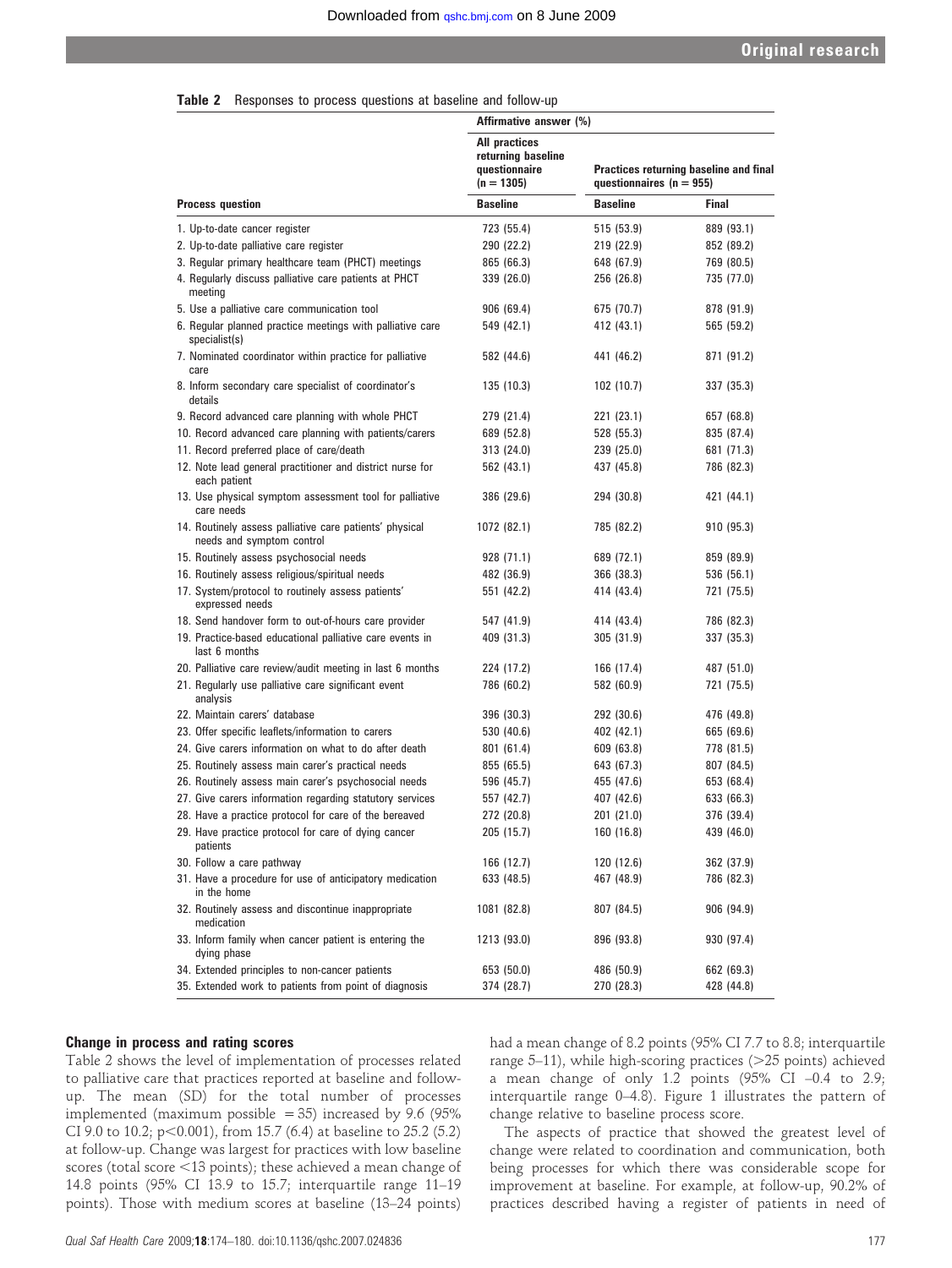**Table 2** Responses to process questions at baseline and follow-up

| Process question | Affirmative answer (%) | | |
|---|---|---|---|
| | All practices returning baseline questionnaire (n = 1305) | Practices returning baseline and final questionnaires (n = 955) | |
| | Baseline | Baseline | Final |
| 1. Up-to-date cancer register | 723 (55.4) | 515 (53.9) | 889 (93.1) |
| 2. Up-to-date palliative care register | 290 (22.2) | 219 (22.9) | 852 (89.2) |
| 3. Regular primary healthcare team (PHCT) meetings | 865 (66.3) | 648 (67.9) | 769 (80.5) |
| 4. Regularly discuss palliative care patients at PHCT meeting | 339 (26.0) | 256 (26.8) | 735 (77.0) |
| 5. Use a palliative care communication tool | 906 (69.4) | 675 (70.7) | 878 (91.9) |
| 6. Regular planned practice meetings with palliative care specialist(s) | 549 (42.1) | 412 (43.1) | 565 (59.2) |
| 7. Nominated coordinator within practice for palliative care | 582 (44.6) | 441 (46.2) | 871 (91.2) |
| 8. Inform secondary care specialist of coordinator's details | 135 (10.3) | 102 (10.7) | 337 (35.3) |
| 9. Record advanced care planning with whole PHCT | 279 (21.4) | 221 (23.1) | 657 (68.8) |
| 10. Record advanced care planning with patients/carers | 689 (52.8) | 528 (55.3) | 835 (87.4) |
| 11. Record preferred place of care/death | 313 (24.0) | 239 (25.0) | 681 (71.3) |
| 12. Note lead general practitioner and district nurse for each patient | 562 (43.1) | 437 (45.8) | 786 (82.3) |
| 13. Use physical symptom assessment tool for palliative care needs | 386 (29.6) | 294 (30.8) | 421 (44.1) |
| 14. Routinely assess palliative care patients' physical needs and symptom control | 1072 (82.1) | 785 (82.2) | 910 (95.3) |
| 15. Routinely assess psychosocial needs | 928 (71.1) | 689 (72.1) | 859 (89.9) |
| 16. Routinely assess religious/spiritual needs | 482 (36.9) | 366 (38.3) | 536 (56.1) |
| 17. System/protocol to routinely assess patients' expressed needs | 551 (42.2) | 414 (43.4) | 721 (75.5) |
| 18. Send handover form to out-of-hours care provider | 547 (41.9) | 414 (43.4) | 786 (82.3) |
| 19. Practice-based educational palliative care events in last 6 months | 409 (31.3) | 305 (31.9) | 337 (35.3) |
| 20. Palliative care review/audit meeting in last 6 months | 224 (17.2) | 166 (17.4) | 487 (51.0) |
| 21. Regularly use palliative care significant event analysis | 786 (60.2) | 582 (60.9) | 721 (75.5) |
| 22. Maintain carers' database | 396 (30.3) | 292 (30.6) | 476 (49.8) |
| 23. Offer specific leaflets/information to carers | 530 (40.6) | 402 (42.1) | 665 (69.6) |
| 24. Give carers information on what to do after death | 801 (61.4) | 609 (63.8) | 778 (81.5) |
| 25. Routinely assess main carer's practical needs | 855 (65.5) | 643 (67.3) | 807 (84.5) |
| 26. Routinely assess main carer's psychosocial needs | 596 (45.7) | 455 (47.6) | 653 (68.4) |
| 27. Give carers information regarding statutory services | 557 (42.7) | 407 (42.6) | 633 (66.3) |
| 28. Have a practice protocol for care of the bereaved | 272 (20.8) | 201 (21.0) | 376 (39.4) |
| 29. Have practice protocol for care of dying cancer patients | 205 (15.7) | 160 (16.8) | 439 (46.0) |
| 30. Follow a care pathway | 166 (12.7) | 120 (12.6) | 362 (37.9) |
| 31. Have a procedure for use of anticipatory medication in the home | 633 (48.5) | 467 (48.9) | 786 (82.3) |
| 32. Routinely assess and discontinue inappropriate medication | 1081 (82.8) | 807 (84.5) | 906 (94.9) |
| 33. Inform family when cancer patient is entering the dying phase | 1213 (93.0) | 896 (93.8) | 930 (97.4) |
| 34. Extended principles to non-cancer patients | 653 (50.0) | 486 (50.9) | 662 (69.3) |
| 35. Extended work to patients from point of diagnosis | 374 (28.7) | 270 (28.3) | 428 (44.8) |

## Change in process and rating scores

Table 2 shows the level of implementation of processes related to palliative care that practices reported at baseline and follow-up. The mean (SD) for the total number of processes implemented (maximum possible = 35) increased by 9.6 (95% CI 9.0 to 10.2; $p<0.001$), from 15.7 (6.4) at baseline to 25.2 (5.2) at follow-up. Change was largest for practices with low baseline scores (total score <13 points); these achieved a mean change of 14.8 points (95% CI 13.9 to 15.7; interquartile range 11–19 points). Those with medium scores at baseline (13–24 points) had a mean change of 8.2 points (95% CI 7.7 to 8.8; interquartile range 5–11), while high-scoring practices (>25 points) achieved a mean change of only 1.2 points (95% CI –0.4 to 2.9; interquartile range 0–4.8). Figure 1 illustrates the pattern of change relative to baseline process score.

The aspects of practice that showed the greatest level of change were related to coordination and communication, both being processes for which there was considerable scope for improvement at baseline. For example, at follow-up, 90.2% of practices described having a register of patients in need of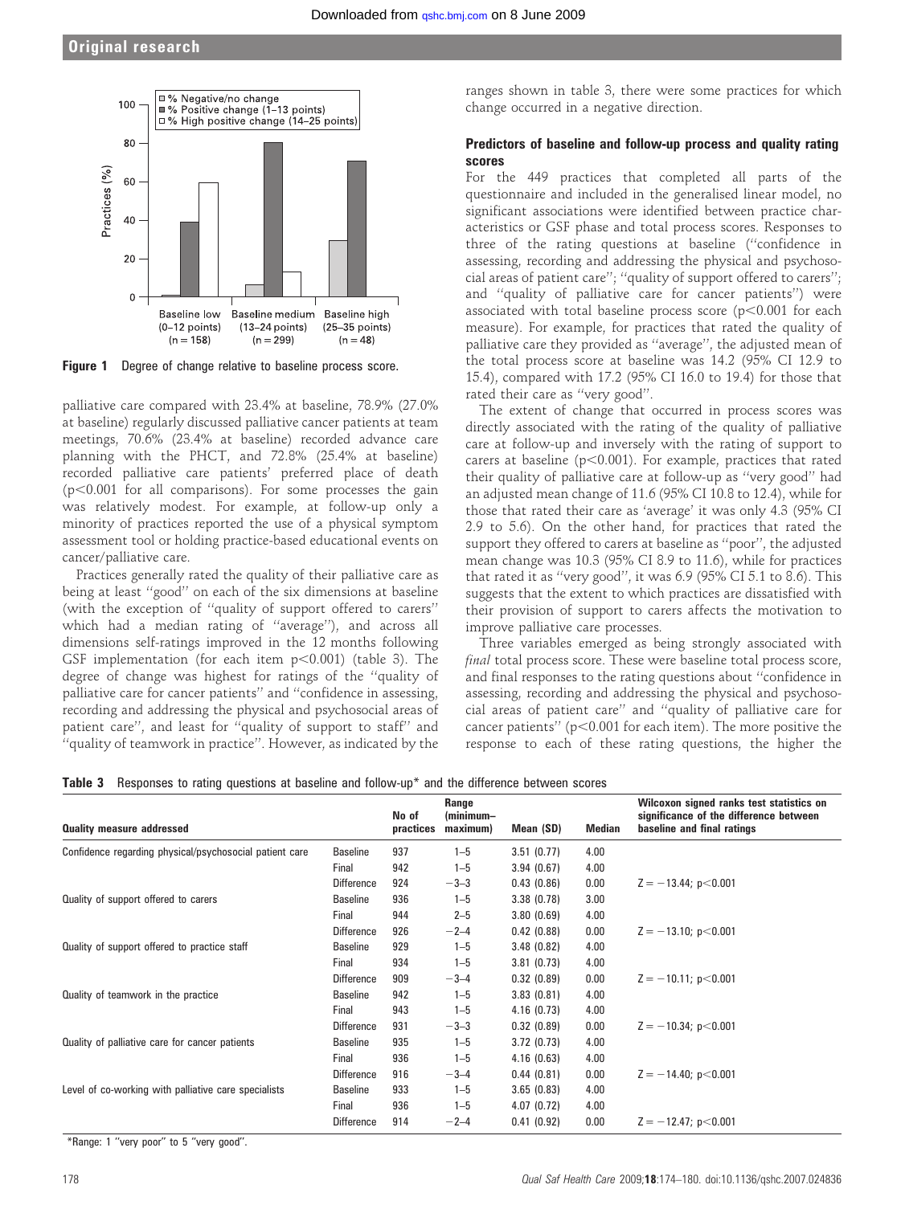Figure 1 Degree of change relative to baseline process score.

palliative care compared with 23.4% at baseline, 78.9% (27.0% at baseline) regularly discussed palliative cancer patients at team meetings, 70.6% (23.4% at baseline) recorded advance care planning with the PHCT, and 72.8% (25.4% at baseline) recorded palliative care patients' preferred place of death ($p<0.001$ for all comparisons). For some processes the gain was relatively modest. For example, at follow-up only a minority of practices reported the use of a physical symptom assessment tool or holding practice-based educational events on cancer/palliative care.

Practices generally rated the quality of their palliative care as being at least "good" on each of the six dimensions at baseline (with the exception of "quality of support offered to carers" which had a median rating of "average"), and across all dimensions self-ratings improved in the 12 months following GSF implementation (for each item $p<0.001$) (table 3). The degree of change was highest for ratings of the "quality of palliative care for cancer patients" and "confidence in assessing, recording and addressing the physical and psychosocial areas of patient care", and least for "quality of support to staff" and "quality of teamwork in practice". However, as indicated by the ranges shown in table 3, there were some practices for which change occurred in a negative direction.

### Predictors of baseline and follow-up process and quality rating scores

For the 449 practices that completed all parts of the questionnaire and included in the generalised linear model, no significant associations were identified between practice characteristics or GSF phase and total process scores. Responses to three of the rating questions at baseline ("confidence in assessing, recording and addressing the physical and psychosocial areas of patient care"; "quality of support offered to carers"; and "quality of palliative care for cancer patients") were associated with total baseline process score ($p<0.001$ for each measure). For example, for practices that rated the quality of palliative care they provided as "average", the adjusted mean of the total process score at baseline was 14.2 (95% CI 12.9 to 15.4), compared with 17.2 (95% CI 16.0 to 19.4) for those that rated their care as "very good".

The extent of change that occurred in process scores was directly associated with the rating of the quality of palliative care at follow-up and inversely with the rating of support to carers at baseline ($p<0.001$). For example, practices that rated their quality of palliative care at follow-up as "very good" had an adjusted mean change of 11.6 (95% CI 10.8 to 12.4), while for those that rated their care as 'average' it was only 4.3 (95% CI 2.9 to 5.6). On the other hand, for practices that rated the support they offered to carers at baseline as "poor", the adjusted mean change was 10.3 (95% CI 8.9 to 11.6), while for practices that rated it as "very good", it was 6.9 (95% CI 5.1 to 8.6). This suggests that the extent to which practices are dissatisfied with their provision of support to carers affects the motivation to improve palliative care processes.

Three variables emerged as being strongly associated with *final* total process score. These were baseline total process score, and final responses to the rating questions about "confidence in assessing, recording and addressing the physical and psychosocial areas of patient care" and "quality of palliative care for cancer patients" ($p<0.001$ for each item). The more positive the response to each of these rating questions, the higher the

**Table 3** Responses to rating questions at baseline and follow-up* and the difference between scores

| Quality measure addressed | | No of practices | Range (minimum–maximum) | Mean (SD) | Median | Wilcoxon signed ranks test statistics on significance of the difference between baseline and final ratings |
|---|---|---|---|---|---|---|
| Confidence regarding physical/psychosocial patient care | Baseline | 937 | 1–5 | 3.51 (0.77) | 4.00 | |
| | Final | 942 | 1–5 | 3.94 (0.67) | 4.00 | |
| | Difference | 924 | −3–3 | 0.43 (0.86) | 0.00 | $Z = -13.44$; $p<0.001$ |
| Quality of support offered to carers | Baseline | 936 | 1–5 | 3.38 (0.78) | 3.00 | |
| | Final | 944 | 2–5 | 3.80 (0.69) | 4.00 | |
| | Difference | 926 | −2–4 | 0.42 (0.88) | 0.00 | $Z = -13.10$; $p<0.001$ |
| Quality of support offered to practice staff | Baseline | 929 | 1–5 | 3.48 (0.82) | 4.00 | |
| | Final | 934 | 1–5 | 3.81 (0.73) | 4.00 | |
| | Difference | 909 | −3–4 | 0.32 (0.89) | 0.00 | $Z = -10.11$; $p<0.001$ |
| Quality of teamwork in the practice | Baseline | 942 | 1–5 | 3.83 (0.81) | 4.00 | |
| | Final | 943 | 1–5 | 4.16 (0.73) | 4.00 | |
| | Difference | 931 | −3–3 | 0.32 (0.89) | 0.00 | $Z = -10.34$; $p<0.001$ |
| Quality of palliative care for cancer patients | Baseline | 935 | 1–5 | 3.72 (0.73) | 4.00 | |
| | Final | 936 | 1–5 | 4.16 (0.63) | 4.00 | |
| | Difference | 916 | −3–4 | 0.44 (0.81) | 0.00 | $Z = -14.40$; $p<0.001$ |
| Level of co-working with palliative care specialists | Baseline | 933 | 1–5 | 3.65 (0.83) | 4.00 | |
| | Final | 936 | 1–5 | 4.07 (0.72) | 4.00 | |
| | Difference | 914 | −2–4 | 0.41 (0.92) | 0.00 | $Z = -12.47$; $p<0.001$ |

*Range: 1 "very poor" to 5 "very good".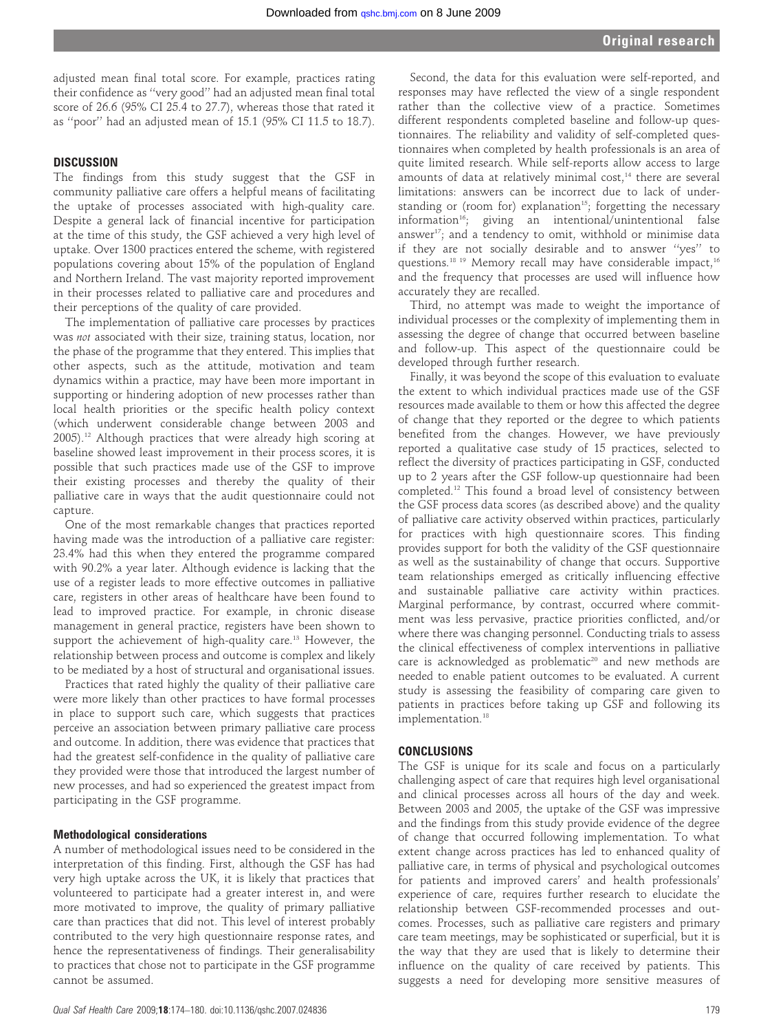adjusted mean final total score. For example, practices rating their confidence as "very good" had an adjusted mean final total score of 26.6 (95% CI 25.4 to 27.7), whereas those that rated it as "poor" had an adjusted mean of 15.1 (95% CI 11.5 to 18.7).

## DISCUSSION

The findings from this study suggest that the GSF in community palliative care offers a helpful means of facilitating the uptake of processes associated with high-quality care. Despite a general lack of financial incentive for participation at the time of this study, the GSF achieved a very high level of uptake. Over 1300 practices entered the scheme, with registered populations covering about 15% of the population of England and Northern Ireland. The vast majority reported improvement in their processes related to palliative care and procedures and their perceptions of the quality of care provided.

The implementation of palliative care processes by practices was *not* associated with their size, training status, location, nor the phase of the programme that they entered. This implies that other aspects, such as the attitude, motivation and team dynamics within a practice, may have been more important in supporting or hindering adoption of new processes rather than local health priorities or the specific health policy context (which underwent considerable change between 2003 and 2005).[12] Although practices that were already high scoring at baseline showed least improvement in their process scores, it is possible that such practices made use of the GSF to improve their existing processes and thereby the quality of their palliative care in ways that the audit questionnaire could not capture.

One of the most remarkable changes that practices reported having made was the introduction of a palliative care register: 23.4% had this when they entered the programme compared with 90.2% a year later. Although evidence is lacking that the use of a register leads to more effective outcomes in palliative care, registers in other areas of healthcare have been found to lead to improved practice. For example, in chronic disease management in general practice, registers have been shown to support the achievement of high-quality care.[13] However, the relationship between process and outcome is complex and likely to be mediated by a host of structural and organisational issues.

Practices that rated highly the quality of their palliative care were more likely than other practices to have formal processes in place to support such care, which suggests that practices perceive an association between primary palliative care process and outcome. In addition, there was evidence that practices that had the greatest self-confidence in the quality of palliative care they provided were those that introduced the largest number of new processes, and had so experienced the greatest impact from participating in the GSF programme.

### Methodological considerations

A number of methodological issues need to be considered in the interpretation of this finding. First, although the GSF has had very high uptake across the UK, it is likely that practices that volunteered to participate had a greater interest in, and were more motivated to improve, the quality of primary palliative care than practices that did not. This level of interest probably contributed to the very high questionnaire response rates, and hence the representativeness of findings. Their generalisability to practices that chose not to participate in the GSF programme cannot be assumed.

Second, the data for this evaluation were self-reported, and responses may have reflected the view of a single respondent rather than the collective view of a practice. Sometimes different respondents completed baseline and follow-up questionnaires. The reliability and validity of self-completed questionnaires when completed by health professionals is an area of quite limited research. While self-reports allow access to large amounts of data at relatively minimal cost,[14] there are several limitations: answers can be incorrect due to lack of understanding or (room for) explanation[15]; forgetting the necessary information[16]; giving an intentional/unintentional false answer[17]; and a tendency to omit, withhold or minimise data if they are not socially desirable and to answer "yes" to questions.[18 19] Memory recall may have considerable impact,[16] and the frequency that processes are used will influence how accurately they are recalled.

Third, no attempt was made to weight the importance of individual processes or the complexity of implementing them in assessing the degree of change that occurred between baseline and follow-up. This aspect of the questionnaire could be developed through further research.

Finally, it was beyond the scope of this evaluation to evaluate the extent to which individual practices made use of the GSF resources made available to them or how this affected the degree of change that they reported or the degree to which patients benefited from the changes. However, we have previously reported a qualitative case study of 15 practices, selected to reflect the diversity of practices participating in GSF, conducted up to 2 years after the GSF follow-up questionnaire had been completed.[12] This found a broad level of consistency between the GSF process data scores (as described above) and the quality of palliative care activity observed within practices, particularly for practices with high questionnaire scores. This finding provides support for both the validity of the GSF questionnaire as well as the sustainability of change that occurs. Supportive team relationships emerged as critically influencing effective and sustainable palliative care activity within practices. Marginal performance, by contrast, occurred where commitment was less pervasive, practice priorities conflicted, and/or where there was changing personnel. Conducting trials to assess the clinical effectiveness of complex interventions in palliative care is acknowledged as problematic[20] and new methods are needed to enable patient outcomes to be evaluated. A current study is assessing the feasibility of comparing care given to patients in practices before taking up GSF and following its implementation.[18]

## CONCLUSIONS

The GSF is unique for its scale and focus on a particularly challenging aspect of care that requires high level organisational and clinical processes across all hours of the day and week. Between 2003 and 2005, the uptake of the GSF was impressive and the findings from this study provide evidence of the degree of change that occurred following implementation. To what extent change across practices has led to enhanced quality of palliative care, in terms of physical and psychological outcomes for patients and improved carers' and health professionals' experience of care, requires further research to elucidate the relationship between GSF-recommended processes and outcomes. Processes, such as palliative care registers and primary care team meetings, may be sophisticated or superficial, but it is the way that they are used that is likely to determine their influence on the quality of care received by patients. This suggests a need for developing more sensitive measures of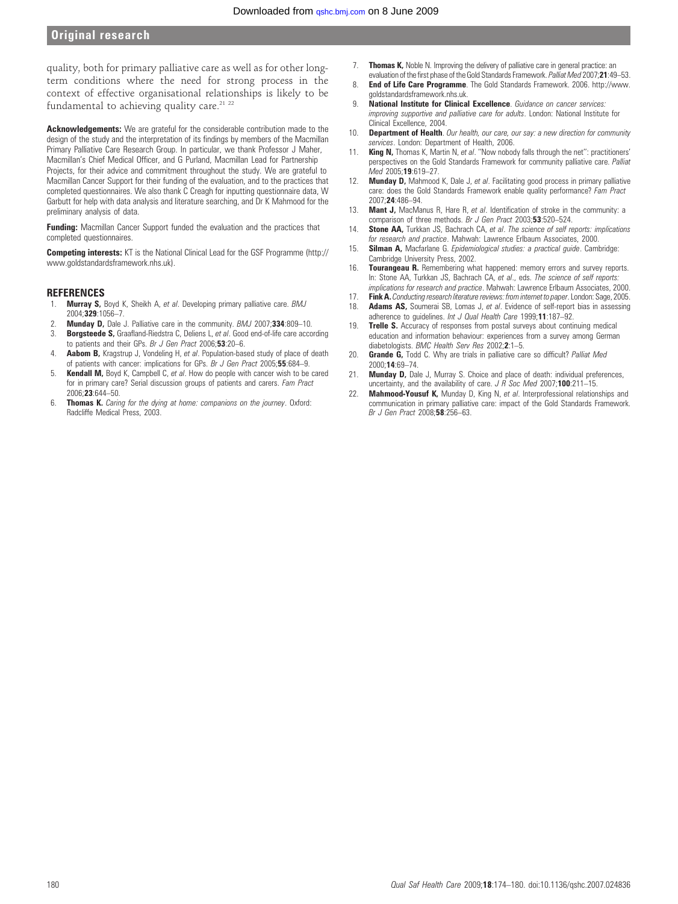quality, both for primary palliative care as well as for other long-term conditions where the need for strong process in the context of effective organisational relationships is likely to be fundamental to achieving quality care.[21 22]

**Acknowledgements:** We are grateful for the considerable contribution made to the design of the study and the interpretation of its findings by members of the Macmillan Primary Palliative Care Research Group. In particular, we thank Professor J Maher, Macmillan's Chief Medical Officer, and G Purland, Macmillan Lead for Partnership Projects, for their advice and commitment throughout the study. We are grateful to Macmillan Cancer Support for their funding of the evaluation, and to the practices that completed questionnaires. We also thank C Creagh for inputting questionnaire data, W Garbutt for help with data analysis and literature searching, and Dr K Mahmood for the preliminary analysis of data.

**Funding:** Macmillan Cancer Support funded the evaluation and the practices that completed questionnaires.

**Competing interests:** KT is the National Clinical Lead for the GSF Programme (http://www.goldstandardsframework.nhs.uk).

## REFERENCES

1. **Murray S,** Boyd K, Sheikh A, *et al*. Developing primary palliative care. *BMJ* 2004;**329**:1056–7.
2. **Munday D,** Dale J. Palliative care in the community. *BMJ* 2007;**334**:809–10.
3. **Borgsteede S,** Graafland-Riedstra C, Deliens L, *et al*. Good end-of-life care according to patients and their GPs. *Br J Gen Pract* 2006;**53**:20–6.
4. **Aabom B,** Kragstrup J, Vondeling H, *et al*. Population-based study of place of death of patients with cancer: implications for GPs. *Br J Gen Pract* 2005;**55**:684–9.
5. **Kendall M,** Boyd K, Campbell C, *et al*. How do people with cancer wish to be cared for in primary care? Serial discussion groups of patients and carers. *Fam Pract* 2006;**23**:644–50.
6. **Thomas K.** *Caring for the dying at home: companions on the journey*. Oxford: Radcliffe Medical Press, 2003.
7. **Thomas K,** Noble N. Improving the delivery of palliative care in general practice: an evaluation of the first phase of the Gold Standards Framework. *Palliat Med* 2007;**21**:49–53.
8. **End of Life Care Programme**. The Gold Standards Framework. 2006. http://www.goldstandardsframework.nhs.uk.
9. **National Institute for Clinical Excellence**. *Guidance on cancer services: improving supportive and palliative care for adults*. London: National Institute for Clinical Excellence, 2004.
10. **Department of Health**. *Our health, our care, our say: a new direction for community services*. London: Department of Health, 2006.
11. **King N,** Thomas K, Martin N, *et al*. "Now nobody falls through the net": practitioners' perspectives on the Gold Standards Framework for community palliative care. *Palliat Med* 2005;**19**:619–27.
12. **Munday D,** Mahmood K, Dale J, *et al*. Facilitating good process in primary palliative care: does the Gold Standards Framework enable quality performance? *Fam Pract* 2007;**24**:486–94.
13. **Mant J,** MacManus R, Hare R, *et al*. Identification of stroke in the community: a comparison of three methods. *Br J Gen Pract* 2003;**53**:520–524.
14. **Stone AA,** Turkkan JS, Bachrach CA, *et al*. *The science of self reports: implications for research and practice*. Mahwah: Lawrence Erlbaum Associates, 2000.
15. **Silman A,** Macfarlane G. *Epidemiological studies: a practical guide*. Cambridge: Cambridge University Press, 2002.
16. **Tourangeau R.** Remembering what happened: memory errors and survey reports. In: Stone AA, Turkkan JS, Bachrach CA, *et al*., eds. *The science of self reports: implications for research and practice*. Mahwah: Lawrence Erlbaum Associates, 2000.
17. **Fink A.** *Conducting research literature reviews: from internet to paper*. London: Sage, 2005.
18. **Adams AS,** Soumerai SB, Lomas J, *et al*. Evidence of self-report bias in assessing adherence to guidelines. *Int J Qual Health Care* 1999;**11**:187–92.
19. **Trelle S.** Accuracy of responses from postal surveys about continuing medical education and information behaviour: experiences from a survey among German diabetologists. *BMC Health Serv Res* 2002;**2**:1–5.
20. **Grande G,** Todd C. Why are trials in palliative care so difficult? *Palliat Med* 2000;**14**:69–74.
21. **Munday D,** Dale J, Murray S. Choice and place of death: individual preferences, uncertainty, and the availability of care. *J R Soc Med* 2007;**100**:211–15.
22. **Mahmood-Yousuf K,** Munday D, King N, *et al*. Interprofessional relationships and communication in primary palliative care: impact of the Gold Standards Framework. *Br J Gen Pract* 2008;**58**:256–63.